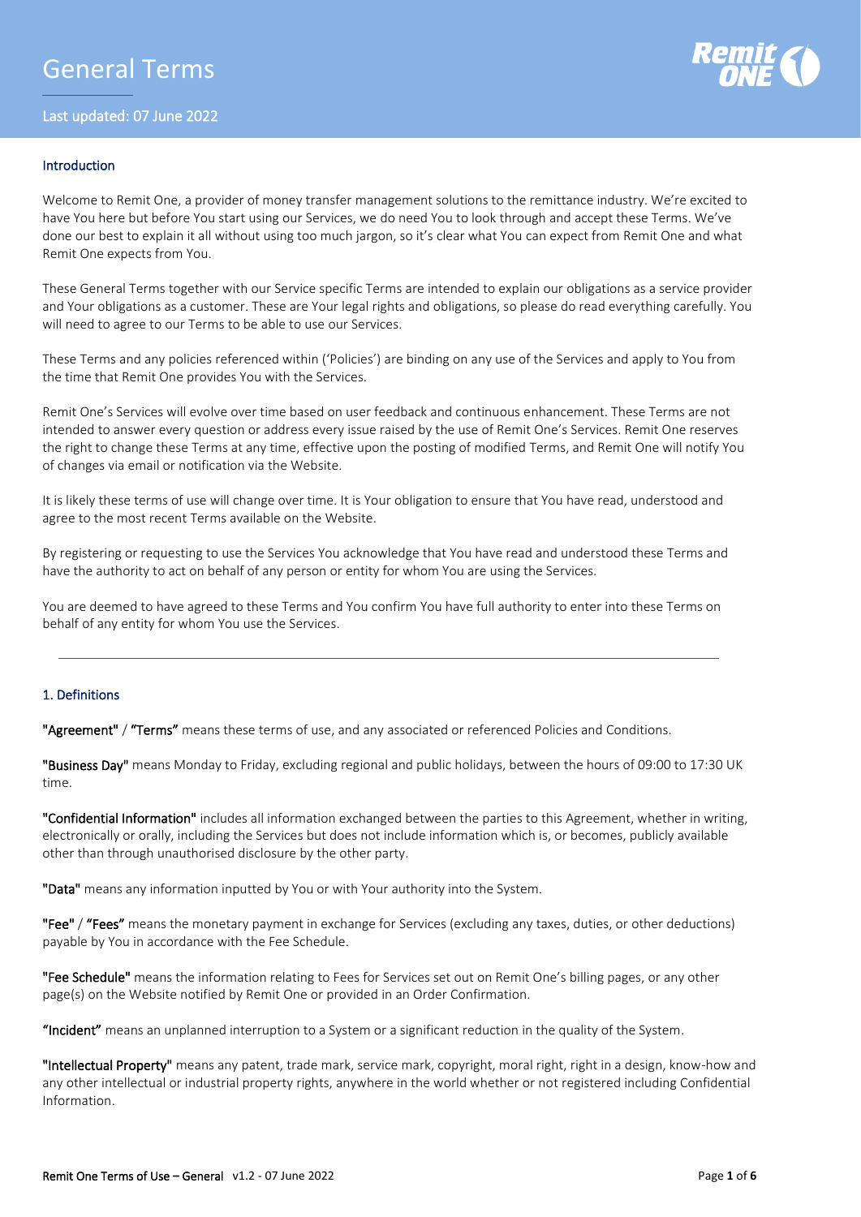# General Terms

Last updated: 07 June 2022

## Introduction

Welcome to Remit One, a provider of money transfer management solutions to the remittance industry. We're excited to have You here but before You start using our Services, we do need You to look through and accept these Terms. We've done our best to explain it all without using too much jargon, so it's clear what You can expect from Remit One and what Remit One expects from You.

These General Terms together with our Service specific Terms are intended to explain our obligations as a service provider and Your obligations as a customer. These are Your legal rights and obligations, so please do read everything carefully. You will need to agree to our Terms to be able to use our Services.

These Terms and any policies referenced within ('Policies') are binding on any use of the Services and apply to You from the time that Remit One provides You with the Services.

Remit One's Services will evolve over time based on user feedback and continuous enhancement. These Terms are not intended to answer every question or address every issue raised by the use of Remit One's Services. Remit One reserves the right to change these Terms at any time, effective upon the posting of modified Terms, and Remit One will notify You of changes via email or notification via the Website.

It is likely these terms of use will change over time. It is Your obligation to ensure that You have read, understood and agree to the most recent Terms available on the Website.

By registering or requesting to use the Services You acknowledge that You have read and understood these Terms and have the authority to act on behalf of any person or entity for whom You are using the Services.

You are deemed to have agreed to these Terms and You confirm You have full authority to enter into these Terms on behalf of any entity for whom You use the Services.

---

## 1. Definitions

**"Agreement"** / **"Terms"** means these terms of use, and any associated or referenced Policies and Conditions.

**"Business Day"** means Monday to Friday, excluding regional and public holidays, between the hours of 09:00 to 17:30 UK time.

**"Confidential Information"** includes all information exchanged between the parties to this Agreement, whether in writing, electronically or orally, including the Services but does not include information which is, or becomes, publicly available other than through unauthorised disclosure by the other party.

**"Data"** means any information inputted by You or with Your authority into the System.

**"Fee"** / **"Fees"** means the monetary payment in exchange for Services (excluding any taxes, duties, or other deductions) payable by You in accordance with the Fee Schedule.

**"Fee Schedule"** means the information relating to Fees for Services set out on Remit One's billing pages, or any other page(s) on the Website notified by Remit One or provided in an Order Confirmation.

**"Incident"** means an unplanned interruption to a System or a significant reduction in the quality of the System.

**"Intellectual Property"** means any patent, trade mark, service mark, copyright, moral right, right in a design, know-how and any other intellectual or industrial property rights, anywhere in the world whether or not registered including Confidential Information.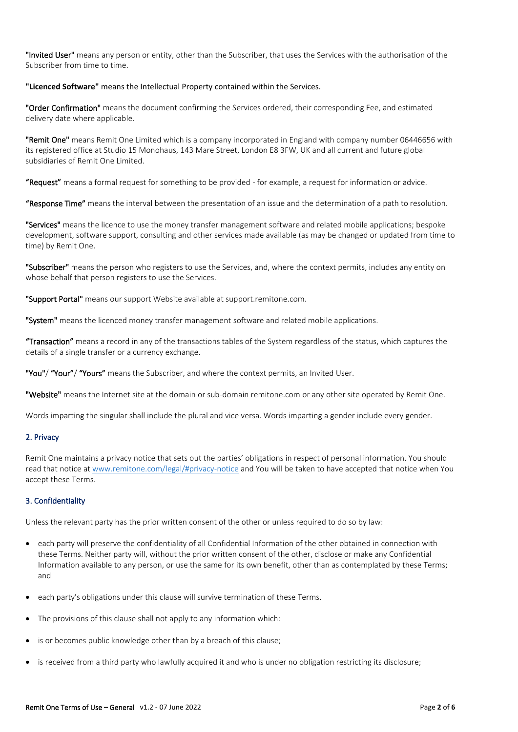**"Invited User"** means any person or entity, other than the Subscriber, that uses the Services with the authorisation of the Subscriber from time to time.

**"Licenced Software"** means the Intellectual Property contained within the Services.

**"Order Confirmation"** means the document confirming the Services ordered, their corresponding Fee, and estimated delivery date where applicable.

**"Remit One"** means Remit One Limited which is a company incorporated in England with company number 06446656 with its registered office at Studio 15 Monohaus, 143 Mare Street, London E8 3FW, UK and all current and future global subsidiaries of Remit One Limited.

**"Request"** means a formal request for something to be provided - for example, a request for information or advice.

**"Response Time"** means the interval between the presentation of an issue and the determination of a path to resolution.

**"Services"** means the licence to use the money transfer management software and related mobile applications; bespoke development, software support, consulting and other services made available (as may be changed or updated from time to time) by Remit One.

**"Subscriber"** means the person who registers to use the Services, and, where the context permits, includes any entity on whose behalf that person registers to use the Services.

**"Support Portal"** means our support Website available at support.remitone.com.

**"System"** means the licenced money transfer management software and related mobile applications.

**"Transaction"** means a record in any of the transactions tables of the System regardless of the status, which captures the details of a single transfer or a currency exchange.

**"You"/ "Your"/ "Yours"** means the Subscriber, and where the context permits, an Invited User.

**"Website"** means the Internet site at the domain or sub-domain remitone.com or any other site operated by Remit One.

Words imparting the singular shall include the plural and vice versa. Words imparting a gender include every gender.

## 2. Privacy

Remit One maintains a privacy notice that sets out the parties' obligations in respect of personal information. You should read that notice at [www.remitone.com/legal/#privacy-notice](www.remitone.com/legal/#privacy-notice) and You will be taken to have accepted that notice when You accept these Terms.

## 3. Confidentiality

Unless the relevant party has the prior written consent of the other or unless required to do so by law:

- each party will preserve the confidentiality of all Confidential Information of the other obtained in connection with these Terms. Neither party will, without the prior written consent of the other, disclose or make any Confidential Information available to any person, or use the same for its own benefit, other than as contemplated by these Terms; and
- each party's obligations under this clause will survive termination of these Terms.
- The provisions of this clause shall not apply to any information which:
- is or becomes public knowledge other than by a breach of this clause;
- is received from a third party who lawfully acquired it and who is under no obligation restricting its disclosure;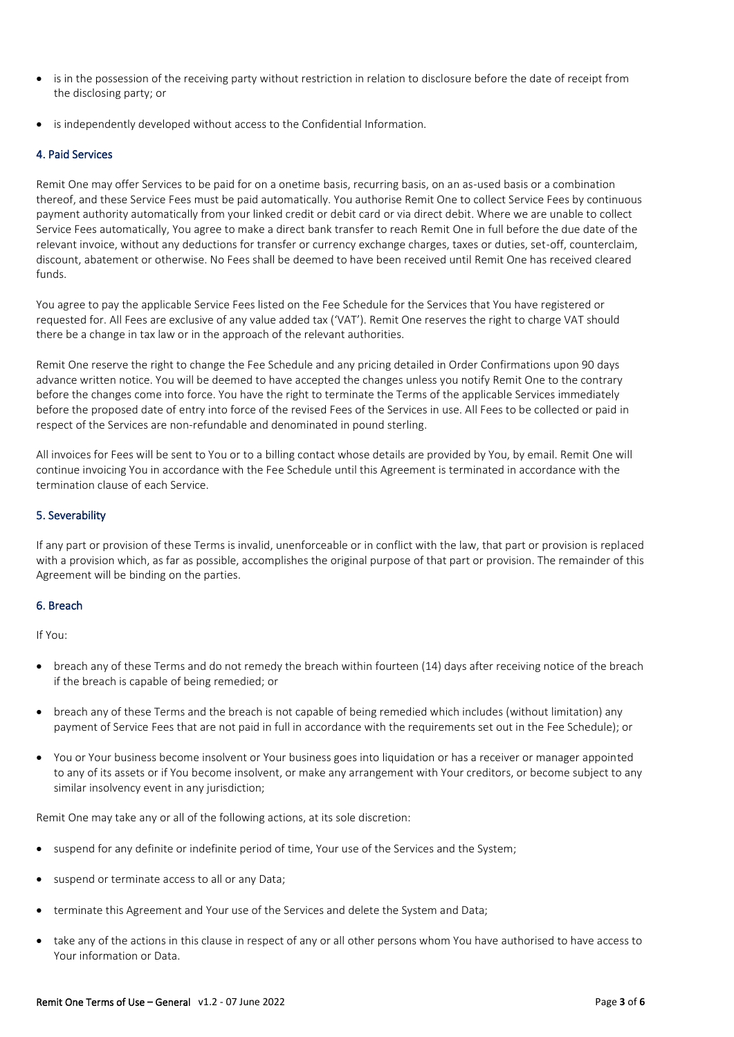- is in the possession of the receiving party without restriction in relation to disclosure before the date of receipt from the disclosing party; or
- is independently developed without access to the Confidential Information.

### 4. Paid Services

Remit One may offer Services to be paid for on a onetime basis, recurring basis, on an as-used basis or a combination thereof, and these Service Fees must be paid automatically. You authorise Remit One to collect Service Fees by continuous payment authority automatically from your linked credit or debit card or via direct debit. Where we are unable to collect Service Fees automatically, You agree to make a direct bank transfer to reach Remit One in full before the due date of the relevant invoice, without any deductions for transfer or currency exchange charges, taxes or duties, set-off, counterclaim, discount, abatement or otherwise. No Fees shall be deemed to have been received until Remit One has received cleared funds.

You agree to pay the applicable Service Fees listed on the Fee Schedule for the Services that You have registered or requested for. All Fees are exclusive of any value added tax ('VAT'). Remit One reserves the right to charge VAT should there be a change in tax law or in the approach of the relevant authorities.

Remit One reserve the right to change the Fee Schedule and any pricing detailed in Order Confirmations upon 90 days advance written notice. You will be deemed to have accepted the changes unless you notify Remit One to the contrary before the changes come into force. You have the right to terminate the Terms of the applicable Services immediately before the proposed date of entry into force of the revised Fees of the Services in use. All Fees to be collected or paid in respect of the Services are non-refundable and denominated in pound sterling.

All invoices for Fees will be sent to You or to a billing contact whose details are provided by You, by email. Remit One will continue invoicing You in accordance with the Fee Schedule until this Agreement is terminated in accordance with the termination clause of each Service.

### 5. Severability

If any part or provision of these Terms is invalid, unenforceable or in conflict with the law, that part or provision is replaced with a provision which, as far as possible, accomplishes the original purpose of that part or provision. The remainder of this Agreement will be binding on the parties.

### 6. Breach

If You:

- breach any of these Terms and do not remedy the breach within fourteen (14) days after receiving notice of the breach if the breach is capable of being remedied; or
- breach any of these Terms and the breach is not capable of being remedied which includes (without limitation) any payment of Service Fees that are not paid in full in accordance with the requirements set out in the Fee Schedule); or
- You or Your business become insolvent or Your business goes into liquidation or has a receiver or manager appointed to any of its assets or if You become insolvent, or make any arrangement with Your creditors, or become subject to any similar insolvency event in any jurisdiction;

Remit One may take any or all of the following actions, at its sole discretion:

- suspend for any definite or indefinite period of time, Your use of the Services and the System;
- suspend or terminate access to all or any Data;
- terminate this Agreement and Your use of the Services and delete the System and Data;
- take any of the actions in this clause in respect of any or all other persons whom You have authorised to have access to Your information or Data.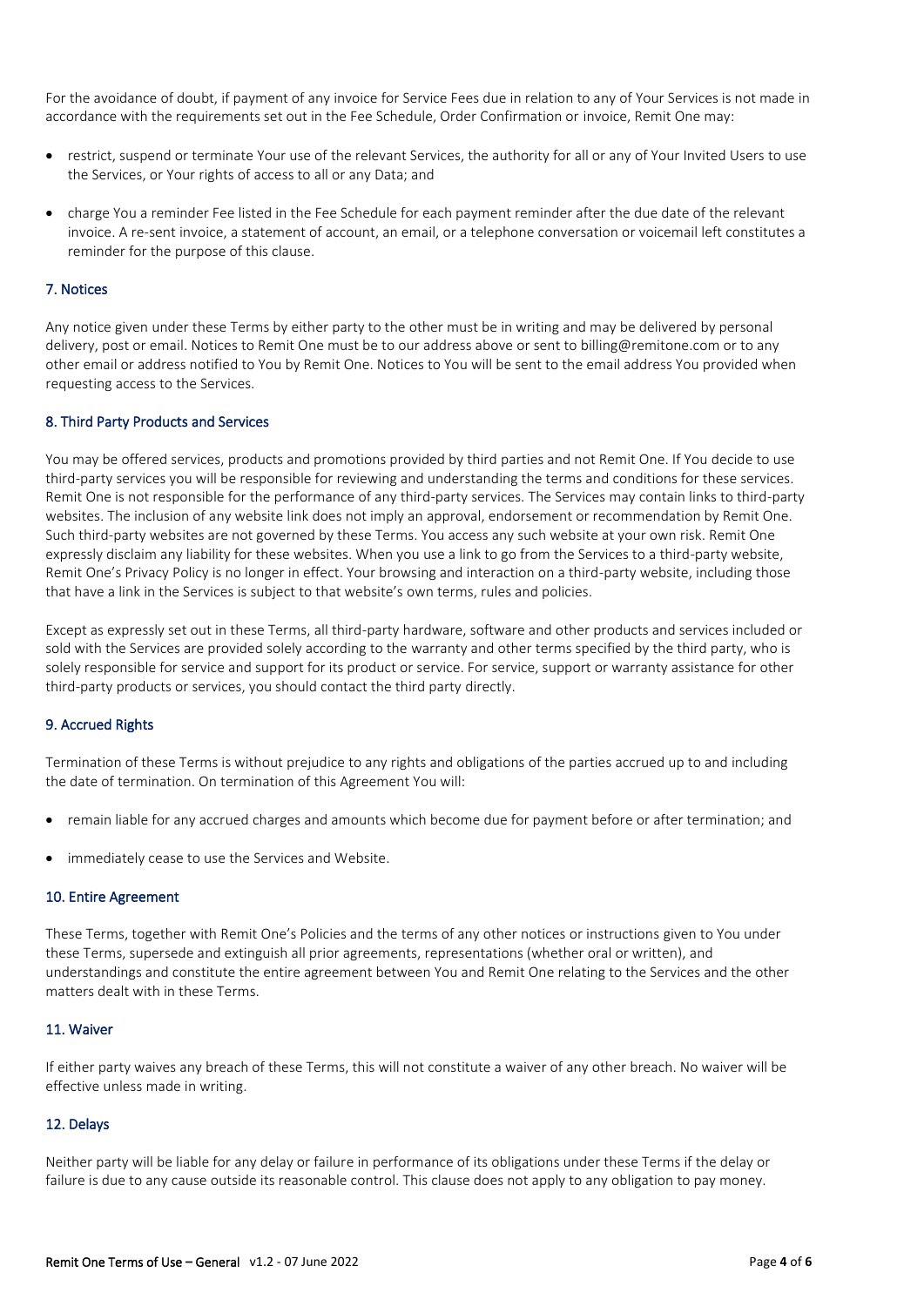For the avoidance of doubt, if payment of any invoice for Service Fees due in relation to any of Your Services is not made in accordance with the requirements set out in the Fee Schedule, Order Confirmation or invoice, Remit One may:

- restrict, suspend or terminate Your use of the relevant Services, the authority for all or any of Your Invited Users to use the Services, or Your rights of access to all or any Data; and
- charge You a reminder Fee listed in the Fee Schedule for each payment reminder after the due date of the relevant invoice. A re-sent invoice, a statement of account, an email, or a telephone conversation or voicemail left constitutes a reminder for the purpose of this clause.

## 7. Notices

Any notice given under these Terms by either party to the other must be in writing and may be delivered by personal delivery, post or email. Notices to Remit One must be to our address above or sent to billing@remitone.com or to any other email or address notified to You by Remit One. Notices to You will be sent to the email address You provided when requesting access to the Services.

## 8. Third Party Products and Services

You may be offered services, products and promotions provided by third parties and not Remit One. If You decide to use third-party services you will be responsible for reviewing and understanding the terms and conditions for these services. Remit One is not responsible for the performance of any third-party services. The Services may contain links to third-party websites. The inclusion of any website link does not imply an approval, endorsement or recommendation by Remit One. Such third-party websites are not governed by these Terms. You access any such website at your own risk. Remit One expressly disclaim any liability for these websites. When you use a link to go from the Services to a third-party website, Remit One's Privacy Policy is no longer in effect. Your browsing and interaction on a third-party website, including those that have a link in the Services is subject to that website's own terms, rules and policies.

Except as expressly set out in these Terms, all third-party hardware, software and other products and services included or sold with the Services are provided solely according to the warranty and other terms specified by the third party, who is solely responsible for service and support for its product or service. For service, support or warranty assistance for other third-party products or services, you should contact the third party directly.

## 9. Accrued Rights

Termination of these Terms is without prejudice to any rights and obligations of the parties accrued up to and including the date of termination. On termination of this Agreement You will:

- remain liable for any accrued charges and amounts which become due for payment before or after termination; and
- immediately cease to use the Services and Website.

## 10. Entire Agreement

These Terms, together with Remit One's Policies and the terms of any other notices or instructions given to You under these Terms, supersede and extinguish all prior agreements, representations (whether oral or written), and understandings and constitute the entire agreement between You and Remit One relating to the Services and the other matters dealt with in these Terms.

## 11. Waiver

If either party waives any breach of these Terms, this will not constitute a waiver of any other breach. No waiver will be effective unless made in writing.

## 12. Delays

Neither party will be liable for any delay or failure in performance of its obligations under these Terms if the delay or failure is due to any cause outside its reasonable control. This clause does not apply to any obligation to pay money.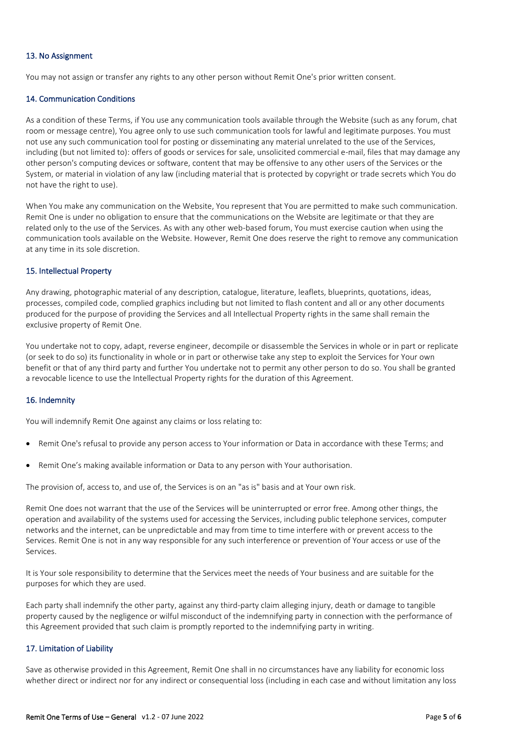### 13. No Assignment

You may not assign or transfer any rights to any other person without Remit One's prior written consent.

### 14. Communication Conditions

As a condition of these Terms, if You use any communication tools available through the Website (such as any forum, chat room or message centre), You agree only to use such communication tools for lawful and legitimate purposes. You must not use any such communication tool for posting or disseminating any material unrelated to the use of the Services, including (but not limited to): offers of goods or services for sale, unsolicited commercial e-mail, files that may damage any other person's computing devices or software, content that may be offensive to any other users of the Services or the System, or material in violation of any law (including material that is protected by copyright or trade secrets which You do not have the right to use).

When You make any communication on the Website, You represent that You are permitted to make such communication. Remit One is under no obligation to ensure that the communications on the Website are legitimate or that they are related only to the use of the Services. As with any other web-based forum, You must exercise caution when using the communication tools available on the Website. However, Remit One does reserve the right to remove any communication at any time in its sole discretion.

### 15. Intellectual Property

Any drawing, photographic material of any description, catalogue, literature, leaflets, blueprints, quotations, ideas, processes, compiled code, complied graphics including but not limited to flash content and all or any other documents produced for the purpose of providing the Services and all Intellectual Property rights in the same shall remain the exclusive property of Remit One.

You undertake not to copy, adapt, reverse engineer, decompile or disassemble the Services in whole or in part or replicate (or seek to do so) its functionality in whole or in part or otherwise take any step to exploit the Services for Your own benefit or that of any third party and further You undertake not to permit any other person to do so. You shall be granted a revocable licence to use the Intellectual Property rights for the duration of this Agreement.

### 16. Indemnity

You will indemnify Remit One against any claims or loss relating to:

- Remit One's refusal to provide any person access to Your information or Data in accordance with these Terms; and
- Remit One's making available information or Data to any person with Your authorisation.

The provision of, access to, and use of, the Services is on an "as is" basis and at Your own risk.

Remit One does not warrant that the use of the Services will be uninterrupted or error free. Among other things, the operation and availability of the systems used for accessing the Services, including public telephone services, computer networks and the internet, can be unpredictable and may from time to time interfere with or prevent access to the Services. Remit One is not in any way responsible for any such interference or prevention of Your access or use of the Services.

It is Your sole responsibility to determine that the Services meet the needs of Your business and are suitable for the purposes for which they are used.

Each party shall indemnify the other party, against any third-party claim alleging injury, death or damage to tangible property caused by the negligence or wilful misconduct of the indemnifying party in connection with the performance of this Agreement provided that such claim is promptly reported to the indemnifying party in writing.

### 17. Limitation of Liability

Save as otherwise provided in this Agreement, Remit One shall in no circumstances have any liability for economic loss whether direct or indirect nor for any indirect or consequential loss (including in each case and without limitation any loss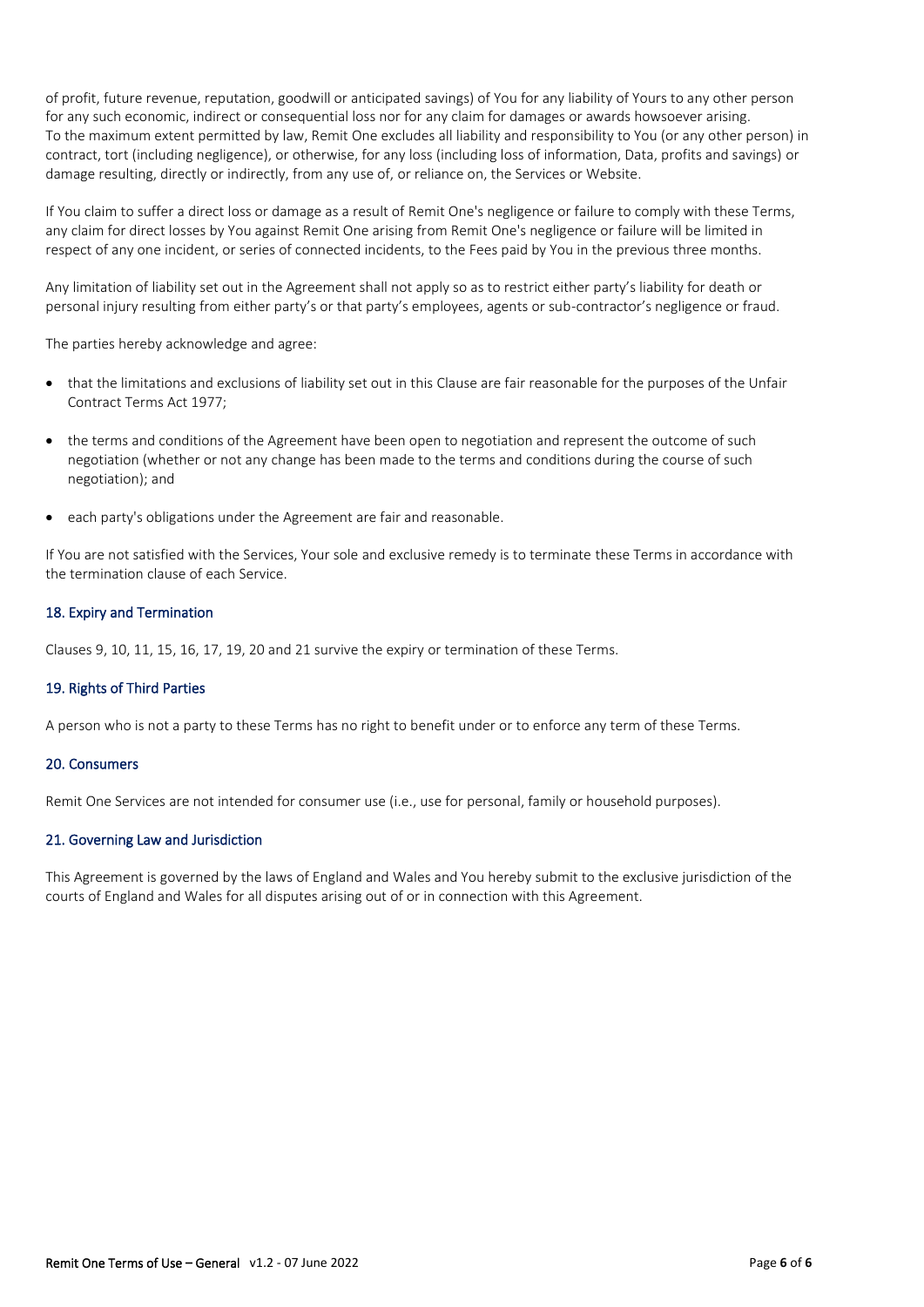of profit, future revenue, reputation, goodwill or anticipated savings) of You for any liability of Yours to any other person for any such economic, indirect or consequential loss nor for any claim for damages or awards howsoever arising.
To the maximum extent permitted by law, Remit One excludes all liability and responsibility to You (or any other person) in contract, tort (including negligence), or otherwise, for any loss (including loss of information, Data, profits and savings) or damage resulting, directly or indirectly, from any use of, or reliance on, the Services or Website.

If You claim to suffer a direct loss or damage as a result of Remit One's negligence or failure to comply with these Terms, any claim for direct losses by You against Remit One arising from Remit One's negligence or failure will be limited in respect of any one incident, or series of connected incidents, to the Fees paid by You in the previous three months.

Any limitation of liability set out in the Agreement shall not apply so as to restrict either party's liability for death or personal injury resulting from either party's or that party's employees, agents or sub-contractor's negligence or fraud.

The parties hereby acknowledge and agree:

- that the limitations and exclusions of liability set out in this Clause are fair reasonable for the purposes of the Unfair Contract Terms Act 1977;
- the terms and conditions of the Agreement have been open to negotiation and represent the outcome of such negotiation (whether or not any change has been made to the terms and conditions during the course of such negotiation); and
- each party's obligations under the Agreement are fair and reasonable.

If You are not satisfied with the Services, Your sole and exclusive remedy is to terminate these Terms in accordance with the termination clause of each Service.

### 18. Expiry and Termination

Clauses 9, 10, 11, 15, 16, 17, 19, 20 and 21 survive the expiry or termination of these Terms.

### 19. Rights of Third Parties

A person who is not a party to these Terms has no right to benefit under or to enforce any term of these Terms.

### 20. Consumers

Remit One Services are not intended for consumer use (i.e., use for personal, family or household purposes).

### 21. Governing Law and Jurisdiction

This Agreement is governed by the laws of England and Wales and You hereby submit to the exclusive jurisdiction of the courts of England and Wales for all disputes arising out of or in connection with this Agreement.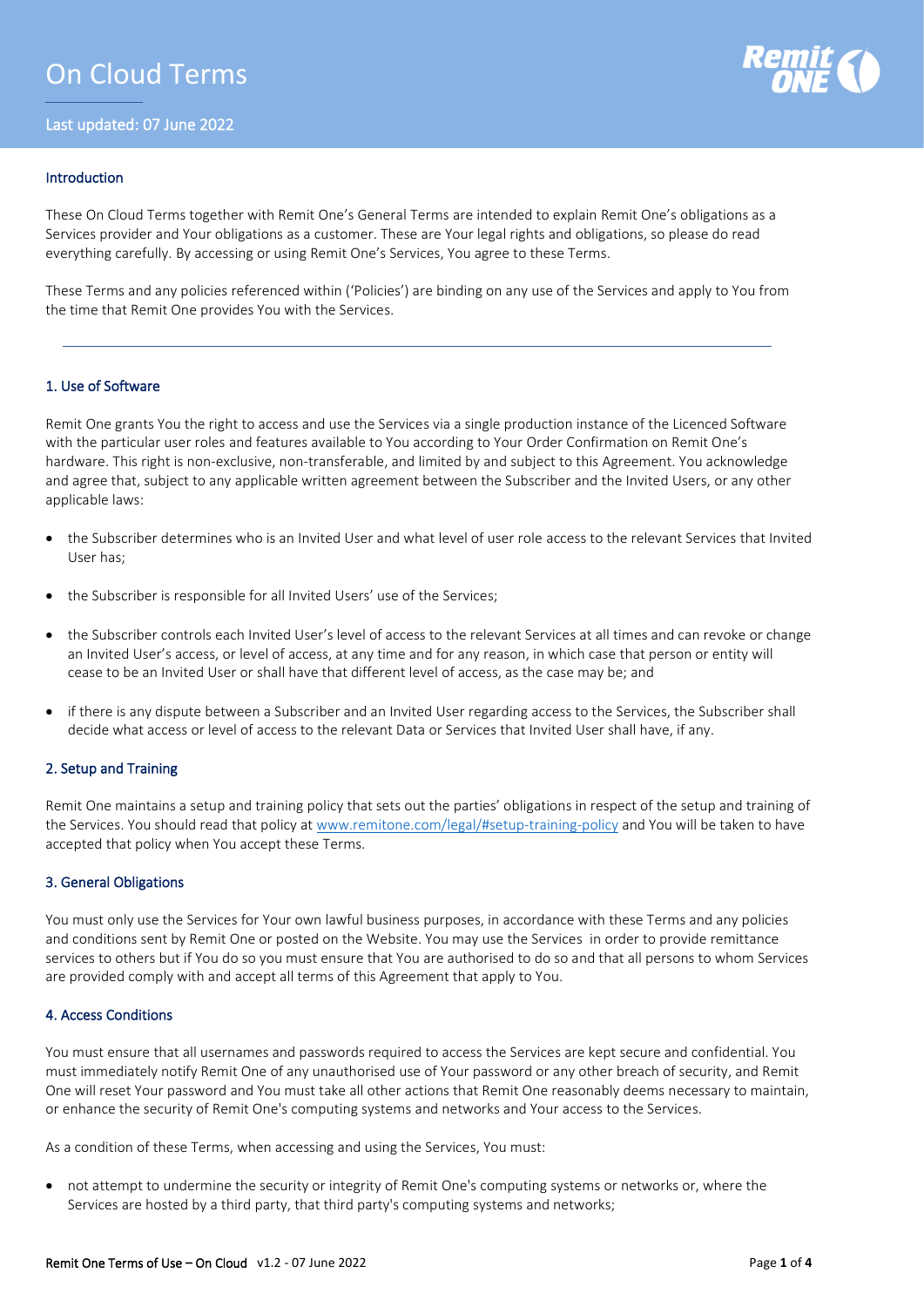# On Cloud Terms

Last updated: 07 June 2022

## Introduction

These On Cloud Terms together with Remit One's General Terms are intended to explain Remit One's obligations as a Services provider and Your obligations as a customer. These are Your legal rights and obligations, so please do read everything carefully. By accessing or using Remit One's Services, You agree to these Terms.

These Terms and any policies referenced within ('Policies') are binding on any use of the Services and apply to You from the time that Remit One provides You with the Services.

---

## 1. Use of Software

Remit One grants You the right to access and use the Services via a single production instance of the Licenced Software with the particular user roles and features available to You according to Your Order Confirmation on Remit One's hardware. This right is non-exclusive, non-transferable, and limited by and subject to this Agreement. You acknowledge and agree that, subject to any applicable written agreement between the Subscriber and the Invited Users, or any other applicable laws:

- the Subscriber determines who is an Invited User and what level of user role access to the relevant Services that Invited User has;
- the Subscriber is responsible for all Invited Users' use of the Services;
- the Subscriber controls each Invited User's level of access to the relevant Services at all times and can revoke or change an Invited User's access, or level of access, at any time and for any reason, in which case that person or entity will cease to be an Invited User or shall have that different level of access, as the case may be; and
- if there is any dispute between a Subscriber and an Invited User regarding access to the Services, the Subscriber shall decide what access or level of access to the relevant Data or Services that Invited User shall have, if any.

## 2. Setup and Training

Remit One maintains a setup and training policy that sets out the parties' obligations in respect of the setup and training of the Services. You should read that policy at www.remitone.com/legal/#setup-training-policy and You will be taken to have accepted that policy when You accept these Terms.

## 3. General Obligations

You must only use the Services for Your own lawful business purposes, in accordance with these Terms and any policies and conditions sent by Remit One or posted on the Website. You may use the Services in order to provide remittance services to others but if You do so you must ensure that You are authorised to do so and that all persons to whom Services are provided comply with and accept all terms of this Agreement that apply to You.

## 4. Access Conditions

You must ensure that all usernames and passwords required to access the Services are kept secure and confidential. You must immediately notify Remit One of any unauthorised use of Your password or any other breach of security, and Remit One will reset Your password and You must take all other actions that Remit One reasonably deems necessary to maintain, or enhance the security of Remit One's computing systems and networks and Your access to the Services.

As a condition of these Terms, when accessing and using the Services, You must:

- not attempt to undermine the security or integrity of Remit One's computing systems or networks or, where the Services are hosted by a third party, that third party's computing systems and networks;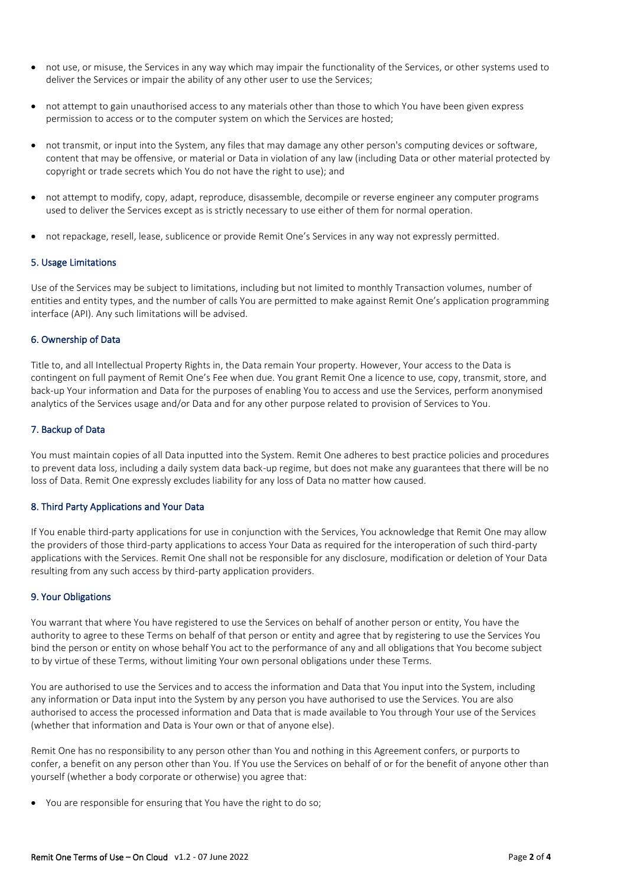- not use, or misuse, the Services in any way which may impair the functionality of the Services, or other systems used to deliver the Services or impair the ability of any other user to use the Services;
- not attempt to gain unauthorised access to any materials other than those to which You have been given express permission to access or to the computer system on which the Services are hosted;
- not transmit, or input into the System, any files that may damage any other person's computing devices or software, content that may be offensive, or material or Data in violation of any law (including Data or other material protected by copyright or trade secrets which You do not have the right to use); and
- not attempt to modify, copy, adapt, reproduce, disassemble, decompile or reverse engineer any computer programs used to deliver the Services except as is strictly necessary to use either of them for normal operation.
- not repackage, resell, lease, sublicence or provide Remit One's Services in any way not expressly permitted.

### 5. Usage Limitations

Use of the Services may be subject to limitations, including but not limited to monthly Transaction volumes, number of entities and entity types, and the number of calls You are permitted to make against Remit One's application programming interface (API). Any such limitations will be advised.

### 6. Ownership of Data

Title to, and all Intellectual Property Rights in, the Data remain Your property. However, Your access to the Data is contingent on full payment of Remit One's Fee when due. You grant Remit One a licence to use, copy, transmit, store, and back-up Your information and Data for the purposes of enabling You to access and use the Services, perform anonymised analytics of the Services usage and/or Data and for any other purpose related to provision of Services to You.

### 7. Backup of Data

You must maintain copies of all Data inputted into the System. Remit One adheres to best practice policies and procedures to prevent data loss, including a daily system data back-up regime, but does not make any guarantees that there will be no loss of Data. Remit One expressly excludes liability for any loss of Data no matter how caused.

### 8. Third Party Applications and Your Data

If You enable third-party applications for use in conjunction with the Services, You acknowledge that Remit One may allow the providers of those third-party applications to access Your Data as required for the interoperation of such third-party applications with the Services. Remit One shall not be responsible for any disclosure, modification or deletion of Your Data resulting from any such access by third-party application providers.

### 9. Your Obligations

You warrant that where You have registered to use the Services on behalf of another person or entity, You have the authority to agree to these Terms on behalf of that person or entity and agree that by registering to use the Services You bind the person or entity on whose behalf You act to the performance of any and all obligations that You become subject to by virtue of these Terms, without limiting Your own personal obligations under these Terms.

You are authorised to use the Services and to access the information and Data that You input into the System, including any information or Data input into the System by any person you have authorised to use the Services. You are also authorised to access the processed information and Data that is made available to You through Your use of the Services (whether that information and Data is Your own or that of anyone else).

Remit One has no responsibility to any person other than You and nothing in this Agreement confers, or purports to confer, a benefit on any person other than You. If You use the Services on behalf of or for the benefit of anyone other than yourself (whether a body corporate or otherwise) you agree that:

- You are responsible for ensuring that You have the right to do so;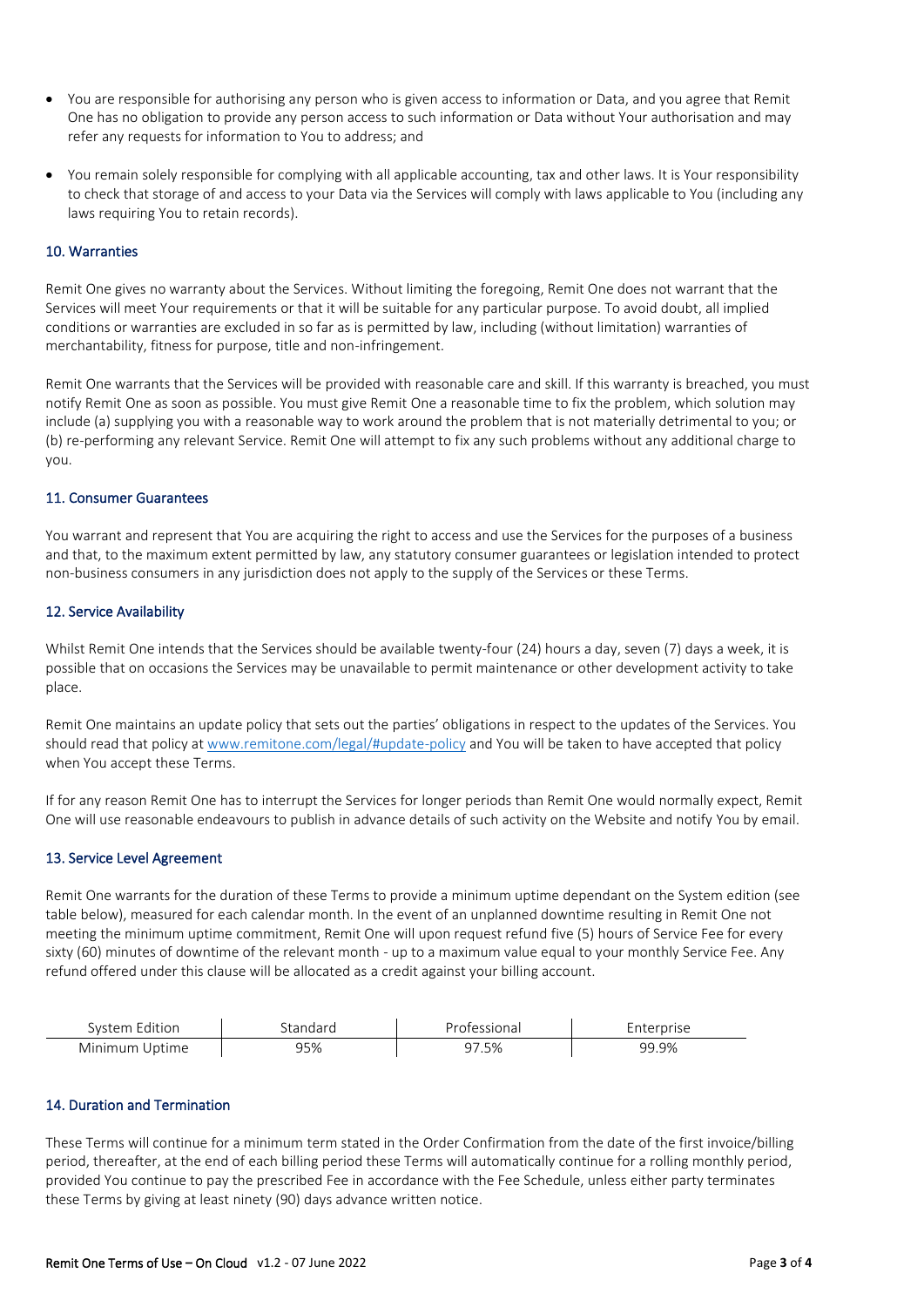- You are responsible for authorising any person who is given access to information or Data, and you agree that Remit One has no obligation to provide any person access to such information or Data without Your authorisation and may refer any requests for information to You to address; and

- You remain solely responsible for complying with all applicable accounting, tax and other laws. It is Your responsibility to check that storage of and access to your Data via the Services will comply with laws applicable to You (including any laws requiring You to retain records).

## 10. Warranties

Remit One gives no warranty about the Services. Without limiting the foregoing, Remit One does not warrant that the Services will meet Your requirements or that it will be suitable for any particular purpose. To avoid doubt, all implied conditions or warranties are excluded in so far as is permitted by law, including (without limitation) warranties of merchantability, fitness for purpose, title and non-infringement.

Remit One warrants that the Services will be provided with reasonable care and skill. If this warranty is breached, you must notify Remit One as soon as possible. You must give Remit One a reasonable time to fix the problem, which solution may include (a) supplying you with a reasonable way to work around the problem that is not materially detrimental to you; or (b) re-performing any relevant Service. Remit One will attempt to fix any such problems without any additional charge to you.

## 11. Consumer Guarantees

You warrant and represent that You are acquiring the right to access and use the Services for the purposes of a business and that, to the maximum extent permitted by law, any statutory consumer guarantees or legislation intended to protect non-business consumers in any jurisdiction does not apply to the supply of the Services or these Terms.

## 12. Service Availability

Whilst Remit One intends that the Services should be available twenty-four (24) hours a day, seven (7) days a week, it is possible that on occasions the Services may be unavailable to permit maintenance or other development activity to take place.

Remit One maintains an update policy that sets out the parties' obligations in respect to the updates of the Services. You should read that policy at www.remitone.com/legal/#update-policy and You will be taken to have accepted that policy when You accept these Terms.

If for any reason Remit One has to interrupt the Services for longer periods than Remit One would normally expect, Remit One will use reasonable endeavours to publish in advance details of such activity on the Website and notify You by email.

## 13. Service Level Agreement

Remit One warrants for the duration of these Terms to provide a minimum uptime dependant on the System edition (see table below), measured for each calendar month. In the event of an unplanned downtime resulting in Remit One not meeting the minimum uptime commitment, Remit One will upon request refund five (5) hours of Service Fee for every sixty (60) minutes of downtime of the relevant month - up to a maximum value equal to your monthly Service Fee. Any refund offered under this clause will be allocated as a credit against your billing account.

| System Edition | Standard | Professional | Enterprise |
|---|---|---|---|
| Minimum Uptime | 95% | 97.5% | 99.9% |

## 14. Duration and Termination

These Terms will continue for a minimum term stated in the Order Confirmation from the date of the first invoice/billing period, thereafter, at the end of each billing period these Terms will automatically continue for a rolling monthly period, provided You continue to pay the prescribed Fee in accordance with the Fee Schedule, unless either party terminates these Terms by giving at least ninety (90) days advance written notice.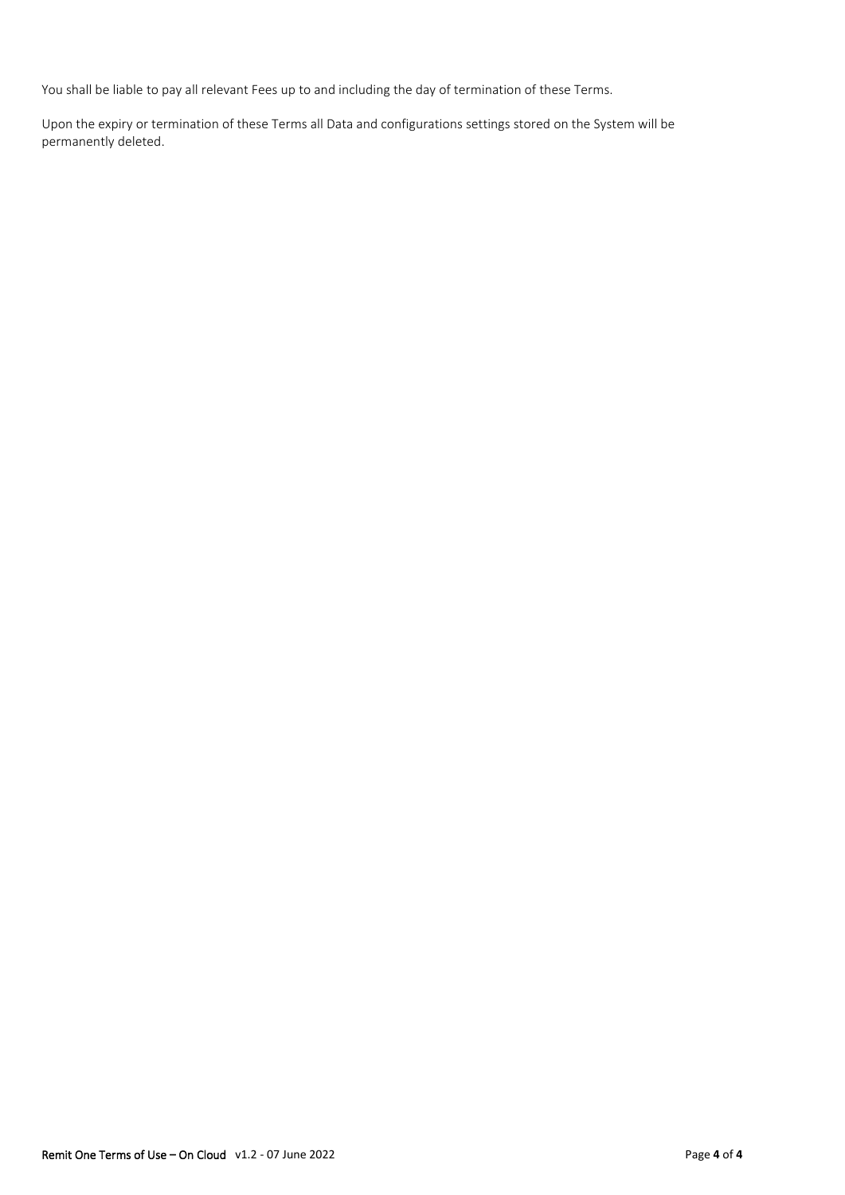You shall be liable to pay all relevant Fees up to and including the day of termination of these Terms.

Upon the expiry or termination of these Terms all Data and configurations settings stored on the System will be permanently deleted.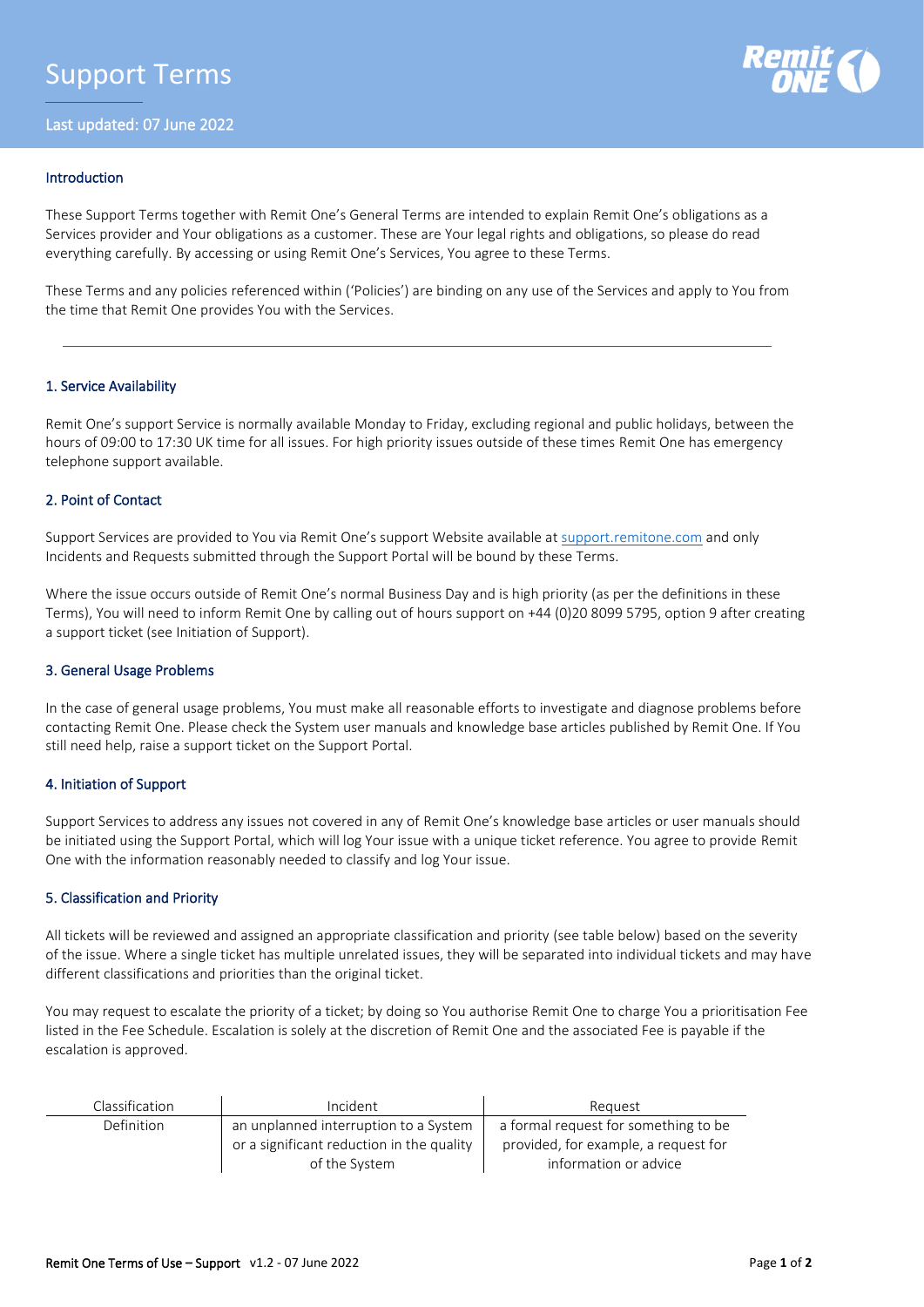# Support Terms

Last updated: 07 June 2022

## Introduction

These Support Terms together with Remit One's General Terms are intended to explain Remit One's obligations as a Services provider and Your obligations as a customer. These are Your legal rights and obligations, so please do read everything carefully. By accessing or using Remit One's Services, You agree to these Terms.

These Terms and any policies referenced within ('Policies') are binding on any use of the Services and apply to You from the time that Remit One provides You with the Services.

---

## 1. Service Availability

Remit One's support Service is normally available Monday to Friday, excluding regional and public holidays, between the hours of 09:00 to 17:30 UK time for all issues. For high priority issues outside of these times Remit One has emergency telephone support available.

## 2. Point of Contact

Support Services are provided to You via Remit One's support Website available at support.remitone.com and only Incidents and Requests submitted through the Support Portal will be bound by these Terms.

Where the issue occurs outside of Remit One's normal Business Day and is high priority (as per the definitions in these Terms), You will need to inform Remit One by calling out of hours support on +44 (0)20 8099 5795, option 9 after creating a support ticket (see Initiation of Support).

## 3. General Usage Problems

In the case of general usage problems, You must make all reasonable efforts to investigate and diagnose problems before contacting Remit One. Please check the System user manuals and knowledge base articles published by Remit One. If You still need help, raise a support ticket on the Support Portal.

## 4. Initiation of Support

Support Services to address any issues not covered in any of Remit One's knowledge base articles or user manuals should be initiated using the Support Portal, which will log Your issue with a unique ticket reference. You agree to provide Remit One with the information reasonably needed to classify and log Your issue.

## 5. Classification and Priority

All tickets will be reviewed and assigned an appropriate classification and priority (see table below) based on the severity of the issue. Where a single ticket has multiple unrelated issues, they will be separated into individual tickets and may have different classifications and priorities than the original ticket.

You may request to escalate the priority of a ticket; by doing so You authorise Remit One to charge You a prioritisation Fee listed in the Fee Schedule. Escalation is solely at the discretion of Remit One and the associated Fee is payable if the escalation is approved.

| Classification | Incident | Request |
|---|---|---|
| Definition | an unplanned interruption to a System or a significant reduction in the quality of the System | a formal request for something to be provided, for example, a request for information or advice |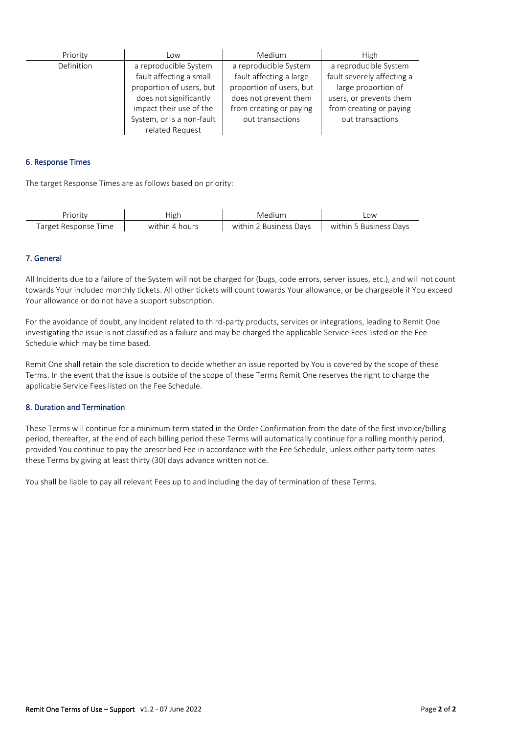| Priority | Low | Medium | High |
| --- | --- | --- | --- |
| Definition | a reproducible System fault affecting a small proportion of users, but does not significantly impact their use of the System, or is a non-fault related Request | a reproducible System fault affecting a large proportion of users, but does not prevent them from creating or paying out transactions | a reproducible System fault severely affecting a large proportion of users, or prevents them from creating or paying out transactions |

## 6. Response Times

The target Response Times are as follows based on priority:

| Priority | High | Medium | Low |
| --- | --- | --- | --- |
| Target Response Time | within 4 hours | within 2 Business Days | within 5 Business Days |

## 7. General

All Incidents due to a failure of the System will not be charged for (bugs, code errors, server issues, etc.), and will not count towards Your included monthly tickets. All other tickets will count towards Your allowance, or be chargeable if You exceed Your allowance or do not have a support subscription.

For the avoidance of doubt, any Incident related to third-party products, services or integrations, leading to Remit One investigating the issue is not classified as a failure and may be charged the applicable Service Fees listed on the Fee Schedule which may be time based.

Remit One shall retain the sole discretion to decide whether an issue reported by You is covered by the scope of these Terms. In the event that the issue is outside of the scope of these Terms Remit One reserves the right to charge the applicable Service Fees listed on the Fee Schedule.

## 8. Duration and Termination

These Terms will continue for a minimum term stated in the Order Confirmation from the date of the first invoice/billing period, thereafter, at the end of each billing period these Terms will automatically continue for a rolling monthly period, provided You continue to pay the prescribed Fee in accordance with the Fee Schedule, unless either party terminates these Terms by giving at least thirty (30) days advance written notice.

You shall be liable to pay all relevant Fees up to and including the day of termination of these Terms.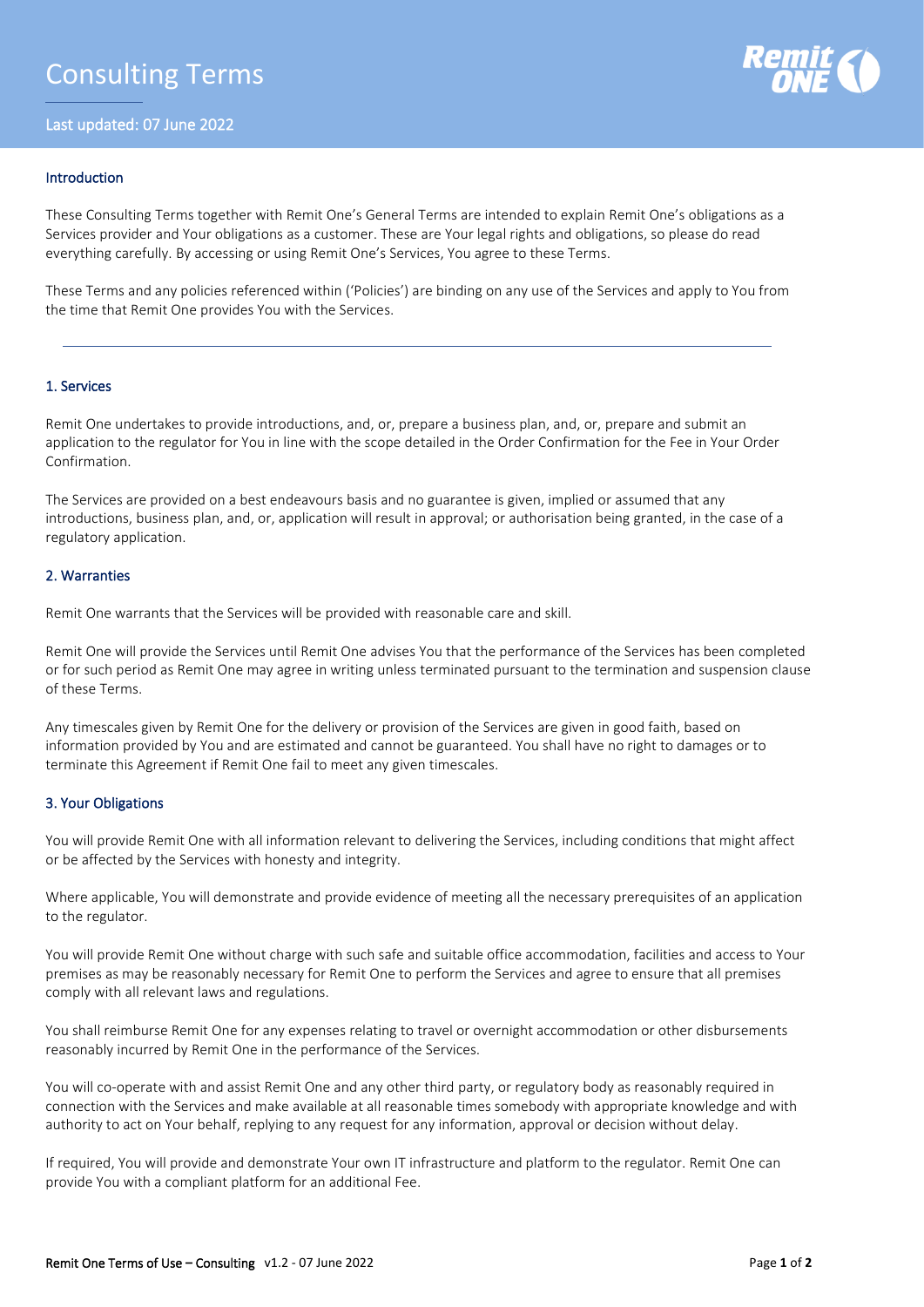# Consulting Terms

Last updated: 07 June 2022

## Introduction

These Consulting Terms together with Remit One's General Terms are intended to explain Remit One's obligations as a Services provider and Your obligations as a customer. These are Your legal rights and obligations, so please do read everything carefully. By accessing or using Remit One's Services, You agree to these Terms.

These Terms and any policies referenced within ('Policies') are binding on any use of the Services and apply to You from the time that Remit One provides You with the Services.

---

## 1. Services

Remit One undertakes to provide introductions, and, or, prepare a business plan, and, or, prepare and submit an application to the regulator for You in line with the scope detailed in the Order Confirmation for the Fee in Your Order Confirmation.

The Services are provided on a best endeavours basis and no guarantee is given, implied or assumed that any introductions, business plan, and, or, application will result in approval; or authorisation being granted, in the case of a regulatory application.

## 2. Warranties

Remit One warrants that the Services will be provided with reasonable care and skill.

Remit One will provide the Services until Remit One advises You that the performance of the Services has been completed or for such period as Remit One may agree in writing unless terminated pursuant to the termination and suspension clause of these Terms.

Any timescales given by Remit One for the delivery or provision of the Services are given in good faith, based on information provided by You and are estimated and cannot be guaranteed. You shall have no right to damages or to terminate this Agreement if Remit One fail to meet any given timescales.

## 3. Your Obligations

You will provide Remit One with all information relevant to delivering the Services, including conditions that might affect or be affected by the Services with honesty and integrity.

Where applicable, You will demonstrate and provide evidence of meeting all the necessary prerequisites of an application to the regulator.

You will provide Remit One without charge with such safe and suitable office accommodation, facilities and access to Your premises as may be reasonably necessary for Remit One to perform the Services and agree to ensure that all premises comply with all relevant laws and regulations.

You shall reimburse Remit One for any expenses relating to travel or overnight accommodation or other disbursements reasonably incurred by Remit One in the performance of the Services.

You will co-operate with and assist Remit One and any other third party, or regulatory body as reasonably required in connection with the Services and make available at all reasonable times somebody with appropriate knowledge and with authority to act on Your behalf, replying to any request for any information, approval or decision without delay.

If required, You will provide and demonstrate Your own IT infrastructure and platform to the regulator. Remit One can provide You with a compliant platform for an additional Fee.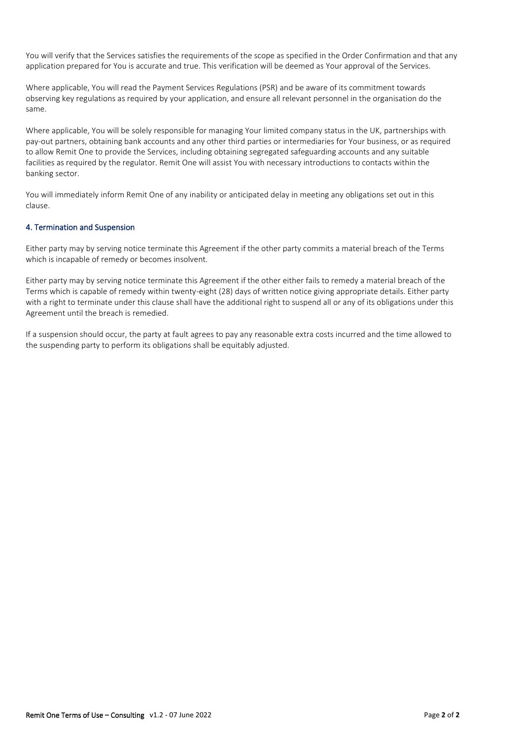You will verify that the Services satisfies the requirements of the scope as specified in the Order Confirmation and that any application prepared for You is accurate and true. This verification will be deemed as Your approval of the Services.

Where applicable, You will read the Payment Services Regulations (PSR) and be aware of its commitment towards observing key regulations as required by your application, and ensure all relevant personnel in the organisation do the same.

Where applicable, You will be solely responsible for managing Your limited company status in the UK, partnerships with pay-out partners, obtaining bank accounts and any other third parties or intermediaries for Your business, or as required to allow Remit One to provide the Services, including obtaining segregated safeguarding accounts and any suitable facilities as required by the regulator. Remit One will assist You with necessary introductions to contacts within the banking sector.

You will immediately inform Remit One of any inability or anticipated delay in meeting any obligations set out in this clause.

## 4. Termination and Suspension

Either party may by serving notice terminate this Agreement if the other party commits a material breach of the Terms which is incapable of remedy or becomes insolvent.

Either party may by serving notice terminate this Agreement if the other either fails to remedy a material breach of the Terms which is capable of remedy within twenty-eight (28) days of written notice giving appropriate details. Either party with a right to terminate under this clause shall have the additional right to suspend all or any of its obligations under this Agreement until the breach is remedied.

If a suspension should occur, the party at fault agrees to pay any reasonable extra costs incurred and the time allowed to the suspending party to perform its obligations shall be equitably adjusted.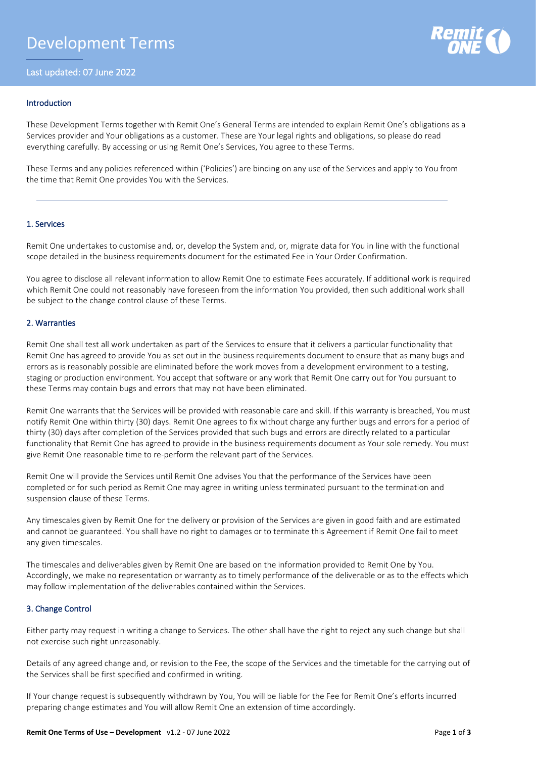# Development Terms

Last updated: 07 June 2022

## Introduction

These Development Terms together with Remit One's General Terms are intended to explain Remit One's obligations as a Services provider and Your obligations as a customer. These are Your legal rights and obligations, so please do read everything carefully. By accessing or using Remit One's Services, You agree to these Terms.

These Terms and any policies referenced within ('Policies') are binding on any use of the Services and apply to You from the time that Remit One provides You with the Services.

---

## 1. Services

Remit One undertakes to customise and, or, develop the System and, or, migrate data for You in line with the functional scope detailed in the business requirements document for the estimated Fee in Your Order Confirmation.

You agree to disclose all relevant information to allow Remit One to estimate Fees accurately. If additional work is required which Remit One could not reasonably have foreseen from the information You provided, then such additional work shall be subject to the change control clause of these Terms.

## 2. Warranties

Remit One shall test all work undertaken as part of the Services to ensure that it delivers a particular functionality that Remit One has agreed to provide You as set out in the business requirements document to ensure that as many bugs and errors as is reasonably possible are eliminated before the work moves from a development environment to a testing, staging or production environment. You accept that software or any work that Remit One carry out for You pursuant to these Terms may contain bugs and errors that may not have been eliminated.

Remit One warrants that the Services will be provided with reasonable care and skill. If this warranty is breached, You must notify Remit One within thirty (30) days. Remit One agrees to fix without charge any further bugs and errors for a period of thirty (30) days after completion of the Services provided that such bugs and errors are directly related to a particular functionality that Remit One has agreed to provide in the business requirements document as Your sole remedy. You must give Remit One reasonable time to re-perform the relevant part of the Services.

Remit One will provide the Services until Remit One advises You that the performance of the Services have been completed or for such period as Remit One may agree in writing unless terminated pursuant to the termination and suspension clause of these Terms.

Any timescales given by Remit One for the delivery or provision of the Services are given in good faith and are estimated and cannot be guaranteed. You shall have no right to damages or to terminate this Agreement if Remit One fail to meet any given timescales.

The timescales and deliverables given by Remit One are based on the information provided to Remit One by You. Accordingly, we make no representation or warranty as to timely performance of the deliverable or as to the effects which may follow implementation of the deliverables contained within the Services.

## 3. Change Control

Either party may request in writing a change to Services. The other shall have the right to reject any such change but shall not exercise such right unreasonably.

Details of any agreed change and, or revision to the Fee, the scope of the Services and the timetable for the carrying out of the Services shall be first specified and confirmed in writing.

If Your change request is subsequently withdrawn by You, You will be liable for the Fee for Remit One's efforts incurred preparing change estimates and You will allow Remit One an extension of time accordingly.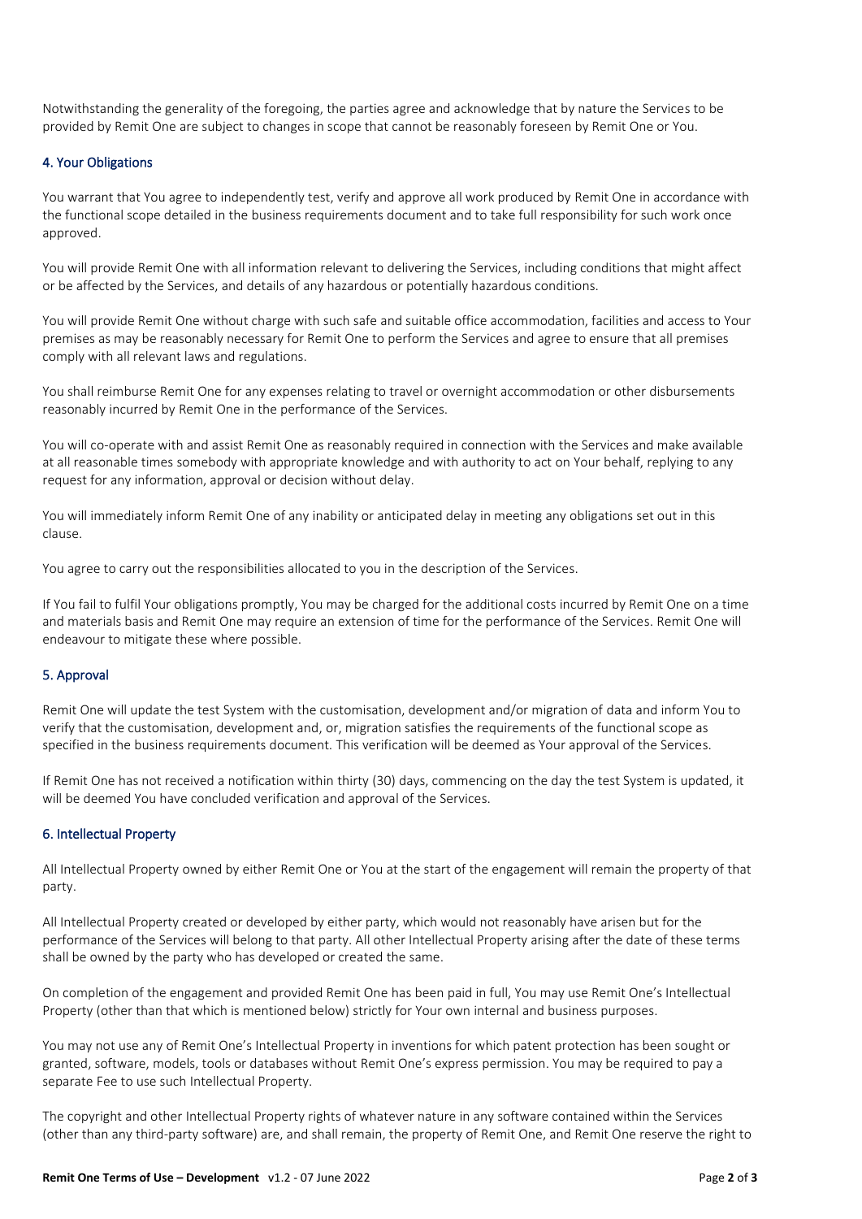Notwithstanding the generality of the foregoing, the parties agree and acknowledge that by nature the Services to be provided by Remit One are subject to changes in scope that cannot be reasonably foreseen by Remit One or You.

### 4. Your Obligations

You warrant that You agree to independently test, verify and approve all work produced by Remit One in accordance with the functional scope detailed in the business requirements document and to take full responsibility for such work once approved.

You will provide Remit One with all information relevant to delivering the Services, including conditions that might affect or be affected by the Services, and details of any hazardous or potentially hazardous conditions.

You will provide Remit One without charge with such safe and suitable office accommodation, facilities and access to Your premises as may be reasonably necessary for Remit One to perform the Services and agree to ensure that all premises comply with all relevant laws and regulations.

You shall reimburse Remit One for any expenses relating to travel or overnight accommodation or other disbursements reasonably incurred by Remit One in the performance of the Services.

You will co-operate with and assist Remit One as reasonably required in connection with the Services and make available at all reasonable times somebody with appropriate knowledge and with authority to act on Your behalf, replying to any request for any information, approval or decision without delay.

You will immediately inform Remit One of any inability or anticipated delay in meeting any obligations set out in this clause.

You agree to carry out the responsibilities allocated to you in the description of the Services.

If You fail to fulfil Your obligations promptly, You may be charged for the additional costs incurred by Remit One on a time and materials basis and Remit One may require an extension of time for the performance of the Services. Remit One will endeavour to mitigate these where possible.

### 5. Approval

Remit One will update the test System with the customisation, development and/or migration of data and inform You to verify that the customisation, development and, or, migration satisfies the requirements of the functional scope as specified in the business requirements document. This verification will be deemed as Your approval of the Services.

If Remit One has not received a notification within thirty (30) days, commencing on the day the test System is updated, it will be deemed You have concluded verification and approval of the Services.

### 6. Intellectual Property

All Intellectual Property owned by either Remit One or You at the start of the engagement will remain the property of that party.

All Intellectual Property created or developed by either party, which would not reasonably have arisen but for the performance of the Services will belong to that party. All other Intellectual Property arising after the date of these terms shall be owned by the party who has developed or created the same.

On completion of the engagement and provided Remit One has been paid in full, You may use Remit One's Intellectual Property (other than that which is mentioned below) strictly for Your own internal and business purposes.

You may not use any of Remit One's Intellectual Property in inventions for which patent protection has been sought or granted, software, models, tools or databases without Remit One's express permission. You may be required to pay a separate Fee to use such Intellectual Property.

The copyright and other Intellectual Property rights of whatever nature in any software contained within the Services (other than any third-party software) are, and shall remain, the property of Remit One, and Remit One reserve the right to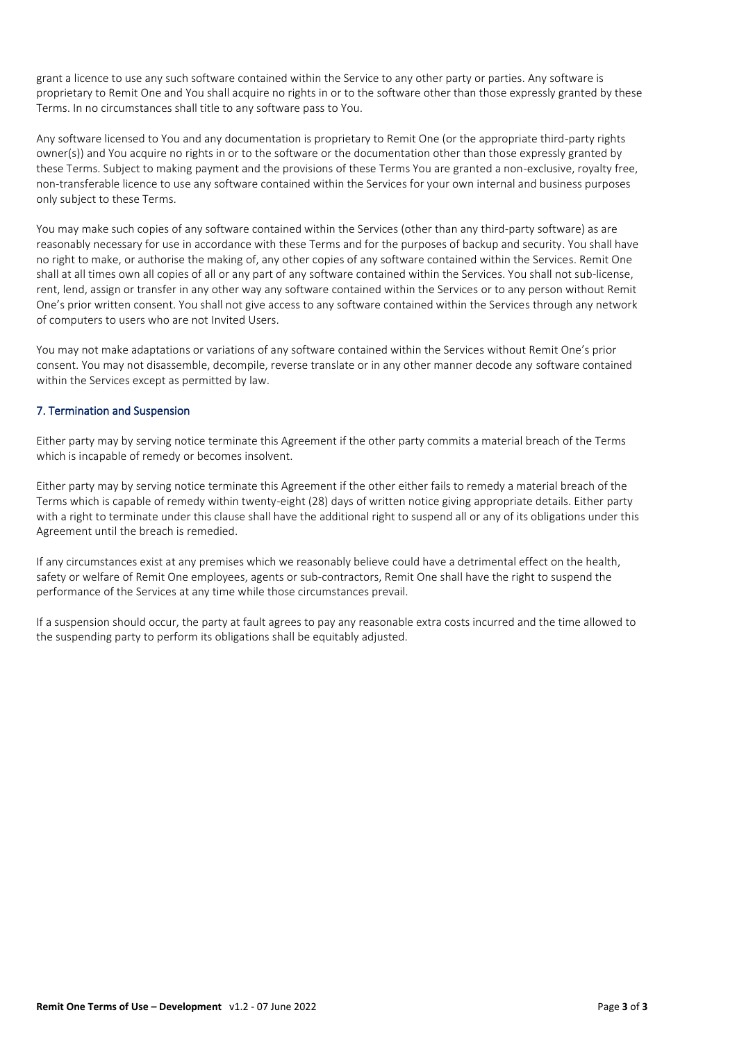grant a licence to use any such software contained within the Service to any other party or parties. Any software is proprietary to Remit One and You shall acquire no rights in or to the software other than those expressly granted by these Terms. In no circumstances shall title to any software pass to You.

Any software licensed to You and any documentation is proprietary to Remit One (or the appropriate third-party rights owner(s)) and You acquire no rights in or to the software or the documentation other than those expressly granted by these Terms. Subject to making payment and the provisions of these Terms You are granted a non-exclusive, royalty free, non-transferable licence to use any software contained within the Services for your own internal and business purposes only subject to these Terms.

You may make such copies of any software contained within the Services (other than any third-party software) as are reasonably necessary for use in accordance with these Terms and for the purposes of backup and security. You shall have no right to make, or authorise the making of, any other copies of any software contained within the Services. Remit One shall at all times own all copies of all or any part of any software contained within the Services. You shall not sub-license, rent, lend, assign or transfer in any other way any software contained within the Services or to any person without Remit One's prior written consent. You shall not give access to any software contained within the Services through any network of computers to users who are not Invited Users.

You may not make adaptations or variations of any software contained within the Services without Remit One's prior consent. You may not disassemble, decompile, reverse translate or in any other manner decode any software contained within the Services except as permitted by law.

## 7. Termination and Suspension

Either party may by serving notice terminate this Agreement if the other party commits a material breach of the Terms which is incapable of remedy or becomes insolvent.

Either party may by serving notice terminate this Agreement if the other either fails to remedy a material breach of the Terms which is capable of remedy within twenty-eight (28) days of written notice giving appropriate details. Either party with a right to terminate under this clause shall have the additional right to suspend all or any of its obligations under this Agreement until the breach is remedied.

If any circumstances exist at any premises which we reasonably believe could have a detrimental effect on the health, safety or welfare of Remit One employees, agents or sub-contractors, Remit One shall have the right to suspend the performance of the Services at any time while those circumstances prevail.

If a suspension should occur, the party at fault agrees to pay any reasonable extra costs incurred and the time allowed to the suspending party to perform its obligations shall be equitably adjusted.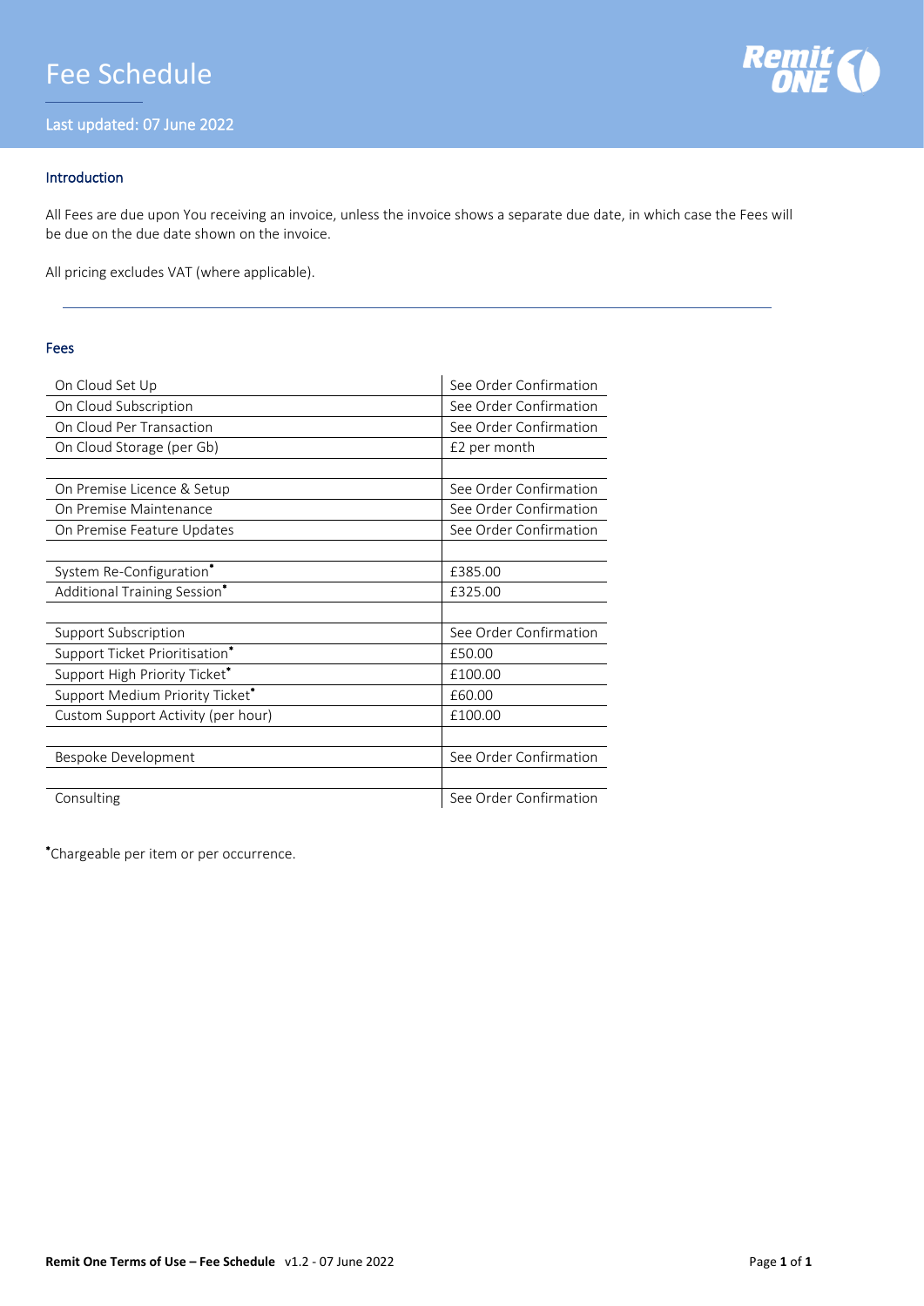# Fee Schedule

Last updated: 07 June 2022

## Introduction

All Fees are due upon You receiving an invoice, unless the invoice shows a separate due date, in which case the Fees will be due on the due date shown on the invoice.

All pricing excludes VAT (where applicable).

---

## Fees

| | |
|---|---|
| On Cloud Set Up | See Order Confirmation |
| On Cloud Subscription | See Order Confirmation |
| On Cloud Per Transaction | See Order Confirmation |
| On Cloud Storage (per Gb) | £2 per month |
| | |
| On Premise Licence & Setup | See Order Confirmation |
| On Premise Maintenance | See Order Confirmation |
| On Premise Feature Updates | See Order Confirmation |
| | |
| System Re-Configuration* | £385.00 |
| Additional Training Session* | £325.00 |
| | |
| Support Subscription | See Order Confirmation |
| Support Ticket Prioritisation* | £50.00 |
| Support High Priority Ticket* | £100.00 |
| Support Medium Priority Ticket* | £60.00 |
| Custom Support Activity (per hour) | £100.00 |
| | |
| Bespoke Development | See Order Confirmation |
| | |
| Consulting | See Order Confirmation |

*Chargeable per item or per occurrence.